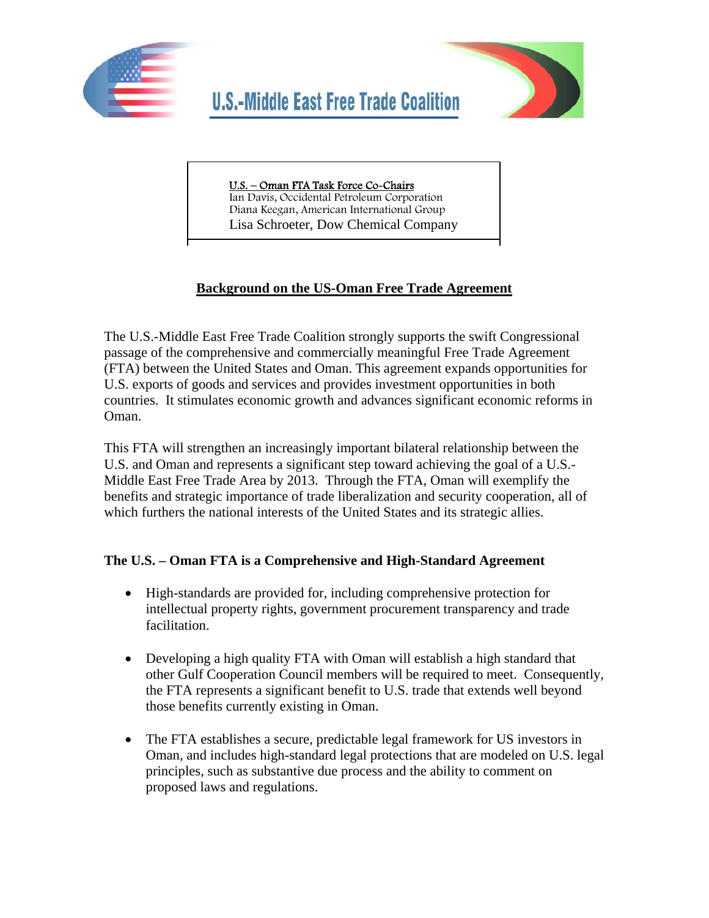# U.S.-Middle East Free Trade Coalition

U.S. – Oman FTA Task Force Co-Chairs
Ian Davis, Occidental Petroleum Corporation
Diana Keegan, American International Group
Lisa Schroeter, Dow Chemical Company

## Background on the US-Oman Free Trade Agreement

The U.S.-Middle East Free Trade Coalition strongly supports the swift Congressional passage of the comprehensive and commercially meaningful Free Trade Agreement (FTA) between the United States and Oman. This agreement expands opportunities for U.S. exports of goods and services and provides investment opportunities in both countries. It stimulates economic growth and advances significant economic reforms in Oman.

This FTA will strengthen an increasingly important bilateral relationship between the U.S. and Oman and represents a significant step toward achieving the goal of a U.S.-Middle East Free Trade Area by 2013. Through the FTA, Oman will exemplify the benefits and strategic importance of trade liberalization and security cooperation, all of which furthers the national interests of the United States and its strategic allies.

### The U.S. – Oman FTA is a Comprehensive and High-Standard Agreement

- High-standards are provided for, including comprehensive protection for intellectual property rights, government procurement transparency and trade facilitation.
- Developing a high quality FTA with Oman will establish a high standard that other Gulf Cooperation Council members will be required to meet. Consequently, the FTA represents a significant benefit to U.S. trade that extends well beyond those benefits currently existing in Oman.
- The FTA establishes a secure, predictable legal framework for US investors in Oman, and includes high-standard legal protections that are modeled on U.S. legal principles, such as substantive due process and the ability to comment on proposed laws and regulations.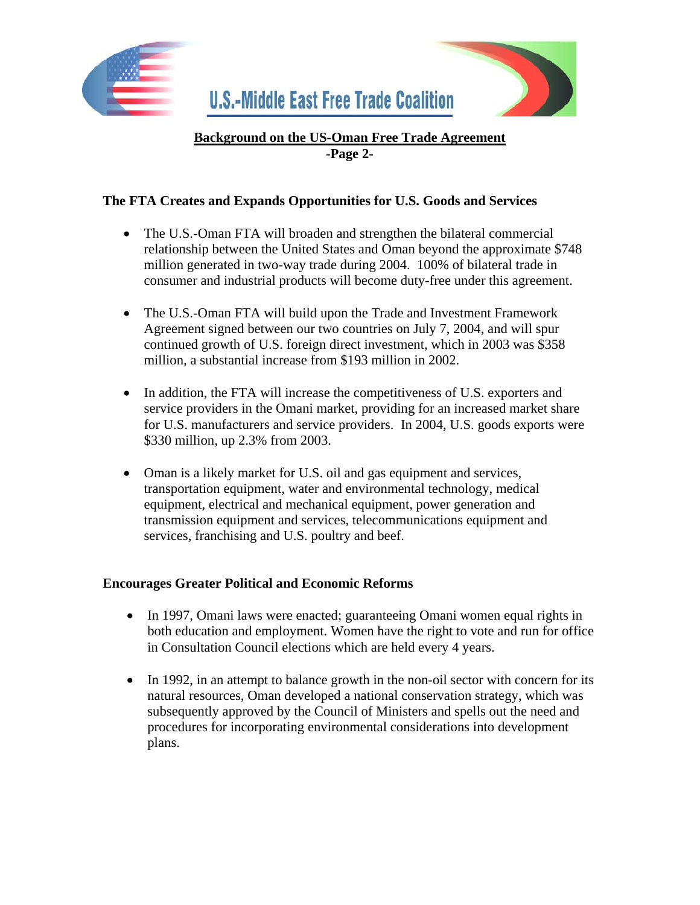## The FTA Creates and Expands Opportunities for U.S. Goods and Services

- The U.S.-Oman FTA will broaden and strengthen the bilateral commercial relationship between the United States and Oman beyond the approximate $748 million generated in two-way trade during 2004. 100% of bilateral trade in consumer and industrial products will become duty-free under this agreement.
- The U.S.-Oman FTA will build upon the Trade and Investment Framework Agreement signed between our two countries on July 7, 2004, and will spur continued growth of U.S. foreign direct investment, which in 2003 was $358 million, a substantial increase from $193 million in 2002.
- In addition, the FTA will increase the competitiveness of U.S. exporters and service providers in the Omani market, providing for an increased market share for U.S. manufacturers and service providers. In 2004, U.S. goods exports were $330 million, up 2.3% from 2003.
- Oman is a likely market for U.S. oil and gas equipment and services, transportation equipment, water and environmental technology, medical equipment, electrical and mechanical equipment, power generation and transmission equipment and services, telecommunications equipment and services, franchising and U.S. poultry and beef.

## Encourages Greater Political and Economic Reforms

- In 1997, Omani laws were enacted; guaranteeing Omani women equal rights in both education and employment. Women have the right to vote and run for office in Consultation Council elections which are held every 4 years.
- In 1992, in an attempt to balance growth in the non-oil sector with concern for its natural resources, Oman developed a national conservation strategy, which was subsequently approved by the Council of Ministers and spells out the need and procedures for incorporating environmental considerations into development plans.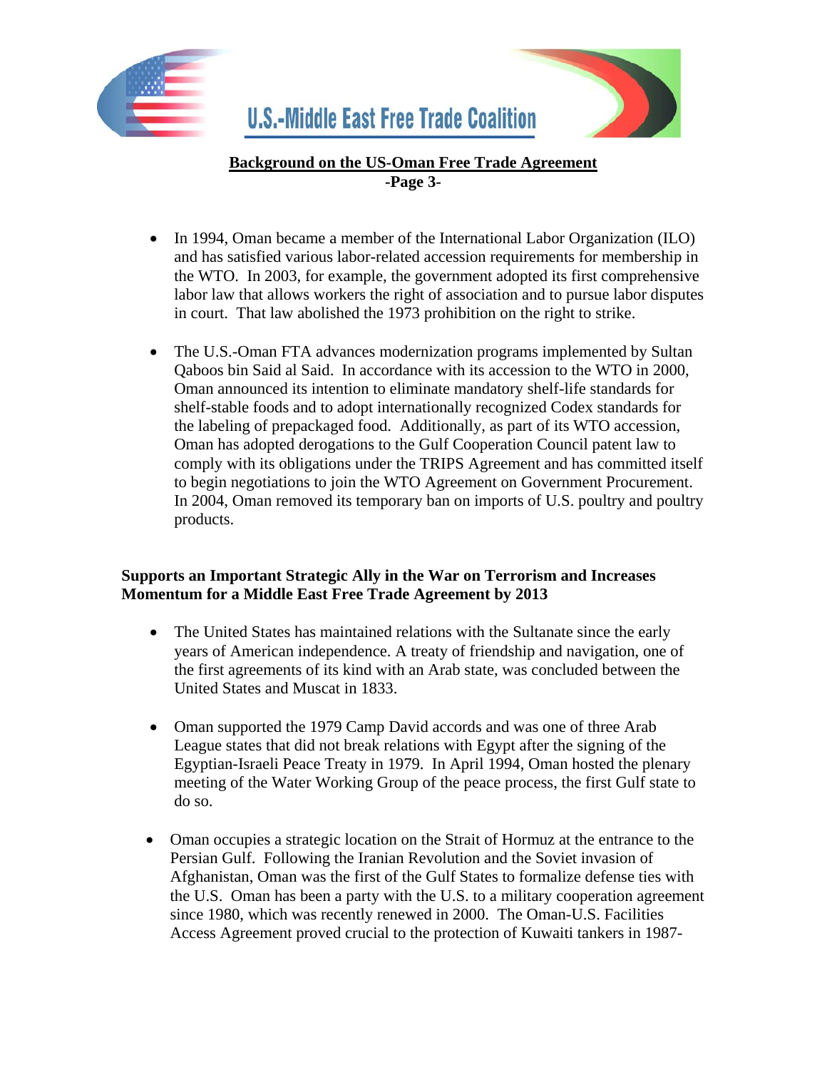- In 1994, Oman became a member of the International Labor Organization (ILO) and has satisfied various labor-related accession requirements for membership in the WTO. In 2003, for example, the government adopted its first comprehensive labor law that allows workers the right of association and to pursue labor disputes in court. That law abolished the 1973 prohibition on the right to strike.

- The U.S.-Oman FTA advances modernization programs implemented by Sultan Qaboos bin Said al Said. In accordance with its accession to the WTO in 2000, Oman announced its intention to eliminate mandatory shelf-life standards for shelf-stable foods and to adopt internationally recognized Codex standards for the labeling of prepackaged food. Additionally, as part of its WTO accession, Oman has adopted derogations to the Gulf Cooperation Council patent law to comply with its obligations under the TRIPS Agreement and has committed itself to begin negotiations to join the WTO Agreement on Government Procurement. In 2004, Oman removed its temporary ban on imports of U.S. poultry and poultry products.

**Supports an Important Strategic Ally in the War on Terrorism and Increases Momentum for a Middle East Free Trade Agreement by 2013**

- The United States has maintained relations with the Sultanate since the early years of American independence. A treaty of friendship and navigation, one of the first agreements of its kind with an Arab state, was concluded between the United States and Muscat in 1833.

- Oman supported the 1979 Camp David accords and was one of three Arab League states that did not break relations with Egypt after the signing of the Egyptian-Israeli Peace Treaty in 1979. In April 1994, Oman hosted the plenary meeting of the Water Working Group of the peace process, the first Gulf state to do so.

- Oman occupies a strategic location on the Strait of Hormuz at the entrance to the Persian Gulf. Following the Iranian Revolution and the Soviet invasion of Afghanistan, Oman was the first of the Gulf States to formalize defense ties with the U.S. Oman has been a party with the U.S. to a military cooperation agreement since 1980, which was recently renewed in 2000. The Oman-U.S. Facilities Access Agreement proved crucial to the protection of Kuwaiti tankers in 1987-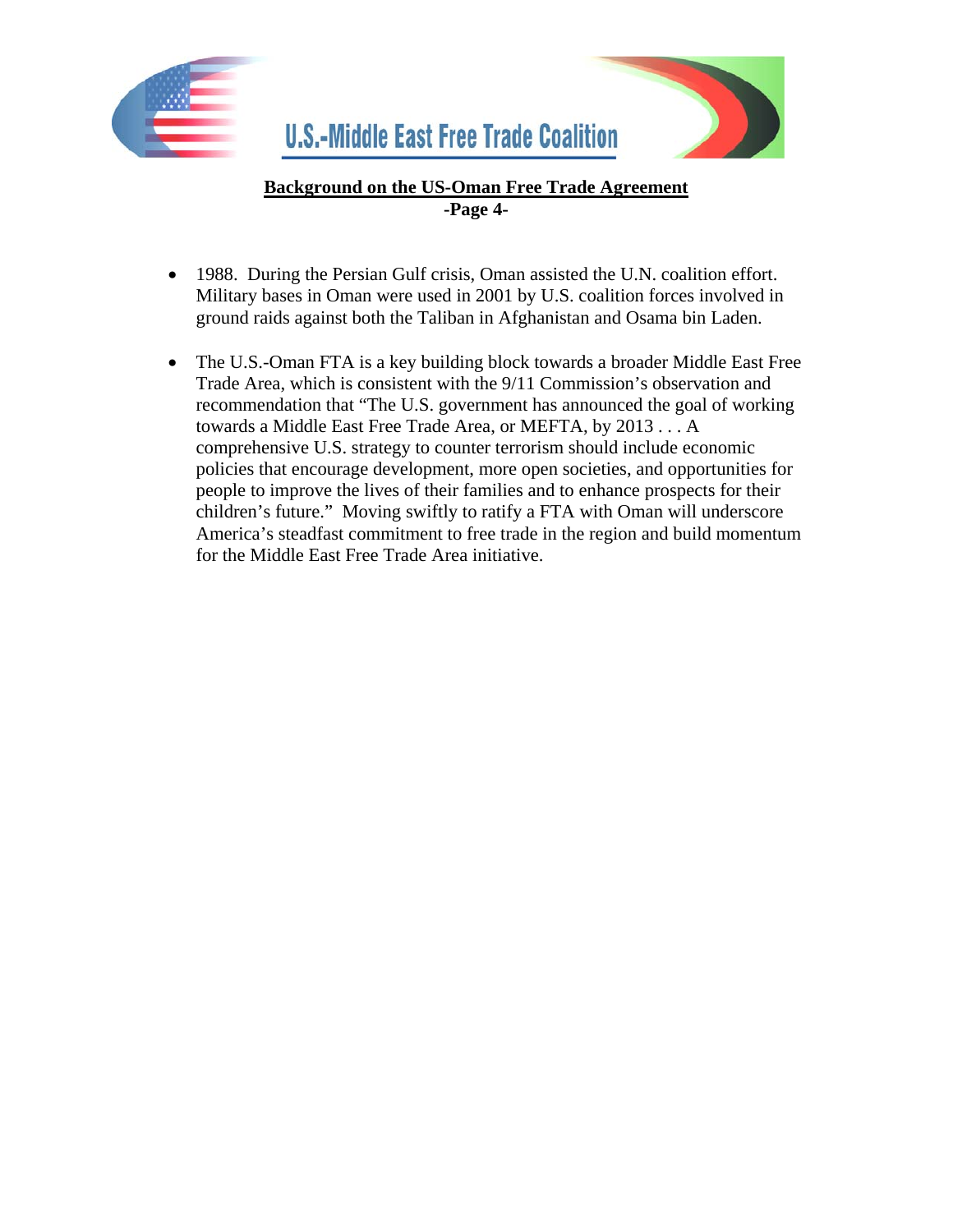**Background on the US-Oman Free Trade Agreement**

- 1988. During the Persian Gulf crisis, Oman assisted the U.N. coalition effort. Military bases in Oman were used in 2001 by U.S. coalition forces involved in ground raids against both the Taliban in Afghanistan and Osama bin Laden.

- The U.S.-Oman FTA is a key building block towards a broader Middle East Free Trade Area, which is consistent with the 9/11 Commission's observation and recommendation that "The U.S. government has announced the goal of working towards a Middle East Free Trade Area, or MEFTA, by 2013 . . . A comprehensive U.S. strategy to counter terrorism should include economic policies that encourage development, more open societies, and opportunities for people to improve the lives of their families and to enhance prospects for their children's future." Moving swiftly to ratify a FTA with Oman will underscore America's steadfast commitment to free trade in the region and build momentum for the Middle East Free Trade Area initiative.